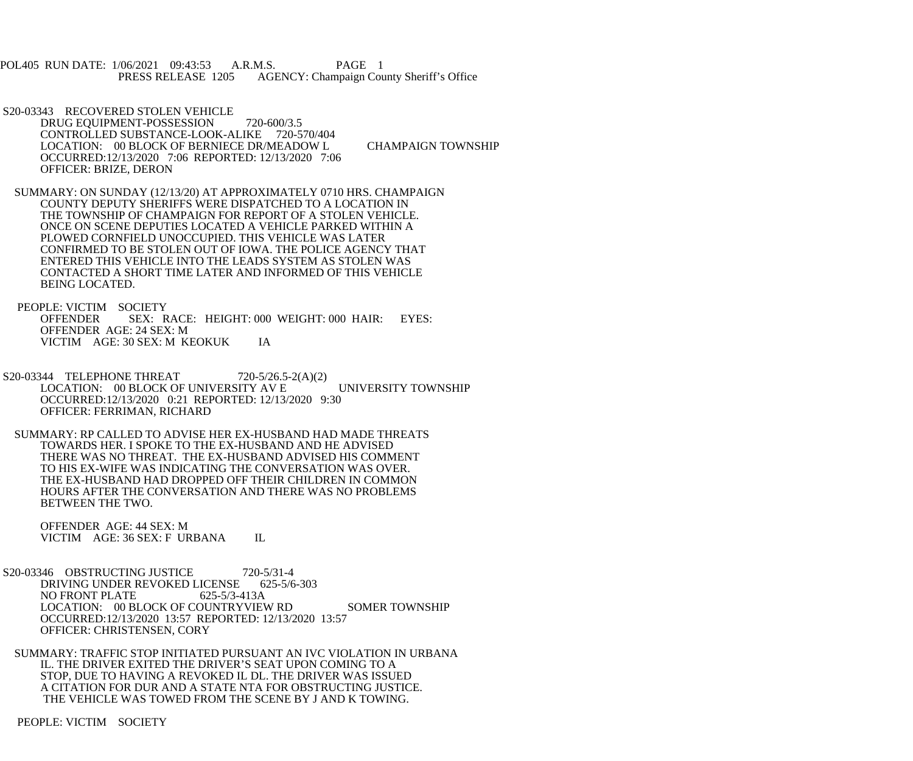POL405 RUN DATE: 1/06/2021 09:43:53 A.R.M.S. PAGE 1
PRESS RELEASE 1205 AGENCY: Champaign County Sheriff's Office

S20-03343 RECOVERED STOLEN VEHICLE
DRUG EQUIPMENT-POSSESSION 720-600/3.5
CONTROLLED SUBSTANCE-LOOK-ALIKE 720-570/404
LOCATION: 00 BLOCK OF BERNIECE DR/MEADOW L CHAMPAIGN TOWNSHIP
OCCURRED:12/13/2020 7:06 REPORTED: 12/13/2020 7:06
OFFICER: BRIZE, DERON

SUMMARY: ON SUNDAY (12/13/20) AT APPROXIMATELY 0710 HRS. CHAMPAIGN COUNTY DEPUTY SHERIFFS WERE DISPATCHED TO A LOCATION IN THE TOWNSHIP OF CHAMPAIGN FOR REPORT OF A STOLEN VEHICLE. ONCE ON SCENE DEPUTIES LOCATED A VEHICLE PARKED WITHIN A PLOWED CORNFIELD UNOCCUPIED. THIS VEHICLE WAS LATER CONFIRMED TO BE STOLEN OUT OF IOWA. THE POLICE AGENCY THAT ENTERED THIS VEHICLE INTO THE LEADS SYSTEM AS STOLEN WAS CONTACTED A SHORT TIME LATER AND INFORMED OF THIS VEHICLE BEING LOCATED.

PEOPLE: VICTIM SOCIETY
OFFENDER SEX: RACE: HEIGHT: 000 WEIGHT: 000 HAIR: EYES:
OFFENDER AGE: 24 SEX: M
VICTIM AGE: 30 SEX: M KEOKUK IA

S20-03344 TELEPHONE THREAT 720-5/26.5-2(A)(2)
LOCATION: 00 BLOCK OF UNIVERSITY AV E UNIVERSITY TOWNSHIP
OCCURRED:12/13/2020 0:21 REPORTED: 12/13/2020 9:30
OFFICER: FERRIMAN, RICHARD

SUMMARY: RP CALLED TO ADVISE HER EX-HUSBAND HAD MADE THREATS TOWARDS HER. I SPOKE TO THE EX-HUSBAND AND HE ADVISED THERE WAS NO THREAT. THE EX-HUSBAND ADVISED HIS COMMENT TO HIS EX-WIFE WAS INDICATING THE CONVERSATION WAS OVER. THE EX-HUSBAND HAD DROPPED OFF THEIR CHILDREN IN COMMON HOURS AFTER THE CONVERSATION AND THERE WAS NO PROBLEMS BETWEEN THE TWO.

OFFENDER AGE: 44 SEX: M
VICTIM AGE: 36 SEX: F URBANA IL

S20-03346 OBSTRUCTING JUSTICE 720-5/31-4
DRIVING UNDER REVOKED LICENSE 625-5/6-303
NO FRONT PLATE 625-5/3-413A
LOCATION: 00 BLOCK OF COUNTRYVIEW RD SOMER TOWNSHIP
OCCURRED:12/13/2020 13:57 REPORTED: 12/13/2020 13:57
OFFICER: CHRISTENSEN, CORY

SUMMARY: TRAFFIC STOP INITIATED PURSUANT AN IVC VIOLATION IN URBANA IL. THE DRIVER EXITED THE DRIVER'S SEAT UPON COMING TO A STOP, DUE TO HAVING A REVOKED IL DL. THE DRIVER WAS ISSUED A CITATION FOR DUR AND A STATE NTA FOR OBSTRUCTING JUSTICE. THE VEHICLE WAS TOWED FROM THE SCENE BY J AND K TOWING.

PEOPLE: VICTIM SOCIETY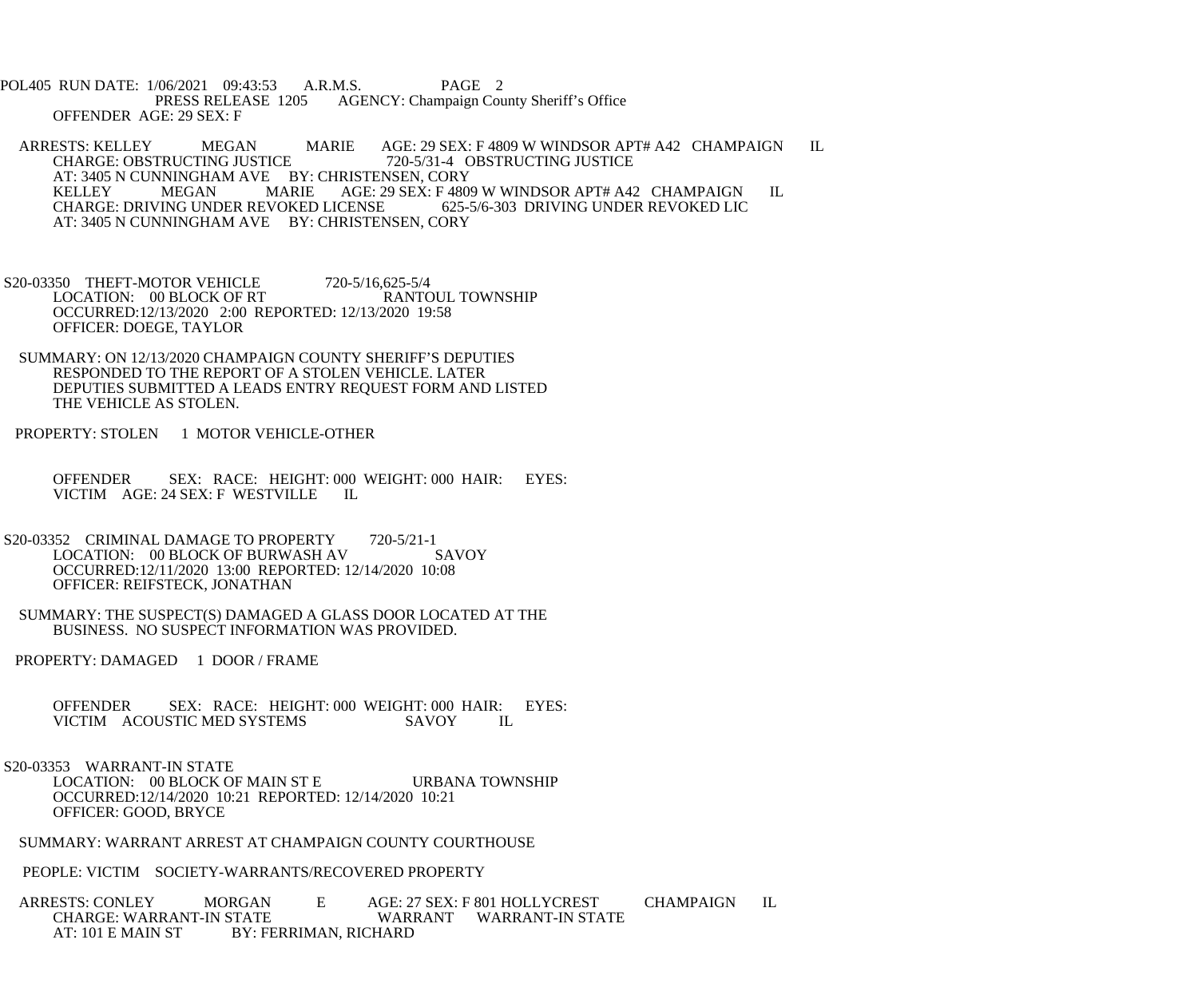POL405 RUN DATE: 1/06/2021 09:43:53 A.R.M.S. PAGE 2
PRESS RELEASE 1205 AGENCY: Champaign County Sheriff's Office

OFFENDER AGE: 29 SEX: F

ARRESTS: KELLEY MEGAN MARIE AGE: 29 SEX: F 4809 W WINDSOR APT# A42 CHAMPAIGN IL
CHARGE: OBSTRUCTING JUSTICE 720-5/31-4 OBSTRUCTING JUSTICE
AT: 3405 N CUNNINGHAM AVE BY: CHRISTENSEN, CORY
KELLEY MEGAN MARIE AGE: 29 SEX: F 4809 W WINDSOR APT# A42 CHAMPAIGN IL
CHARGE: DRIVING UNDER REVOKED LICENSE 625-5/6-303 DRIVING UNDER REVOKED LIC
AT: 3405 N CUNNINGHAM AVE BY: CHRISTENSEN, CORY

S20-03350 THEFT-MOTOR VEHICLE 720-5/16,625-5/4
LOCATION: 00 BLOCK OF RT RANTOUL TOWNSHIP
OCCURRED:12/13/2020 2:00 REPORTED: 12/13/2020 19:58
OFFICER: DOEGE, TAYLOR

SUMMARY: ON 12/13/2020 CHAMPAIGN COUNTY SHERIFF'S DEPUTIES RESPONDED TO THE REPORT OF A STOLEN VEHICLE. LATER DEPUTIES SUBMITTED A LEADS ENTRY REQUEST FORM AND LISTED THE VEHICLE AS STOLEN.

PROPERTY: STOLEN 1 MOTOR VEHICLE-OTHER

OFFENDER SEX: RACE: HEIGHT: 000 WEIGHT: 000 HAIR: EYES:
VICTIM AGE: 24 SEX: F WESTVILLE IL

S20-03352 CRIMINAL DAMAGE TO PROPERTY 720-5/21-1
LOCATION: 00 BLOCK OF BURWASH AV SAVOY
OCCURRED:12/11/2020 13:00 REPORTED: 12/14/2020 10:08
OFFICER: REIFSTECK, JONATHAN

SUMMARY: THE SUSPECT(S) DAMAGED A GLASS DOOR LOCATED AT THE BUSINESS. NO SUSPECT INFORMATION WAS PROVIDED.

PROPERTY: DAMAGED 1 DOOR / FRAME

OFFENDER SEX: RACE: HEIGHT: 000 WEIGHT: 000 HAIR: EYES:
VICTIM ACOUSTIC MED SYSTEMS SAVOY IL

S20-03353 WARRANT-IN STATE
LOCATION: 00 BLOCK OF MAIN ST E URBANA TOWNSHIP
OCCURRED:12/14/2020 10:21 REPORTED: 12/14/2020 10:21
OFFICER: GOOD, BRYCE

SUMMARY: WARRANT ARREST AT CHAMPAIGN COUNTY COURTHOUSE

PEOPLE: VICTIM SOCIETY-WARRANTS/RECOVERED PROPERTY

ARRESTS: CONLEY MORGAN E AGE: 27 SEX: F 801 HOLLYCREST CHAMPAIGN IL
CHARGE: WARRANT-IN STATE WARRANT WARRANT-IN STATE
AT: 101 E MAIN ST BY: FERRIMAN, RICHARD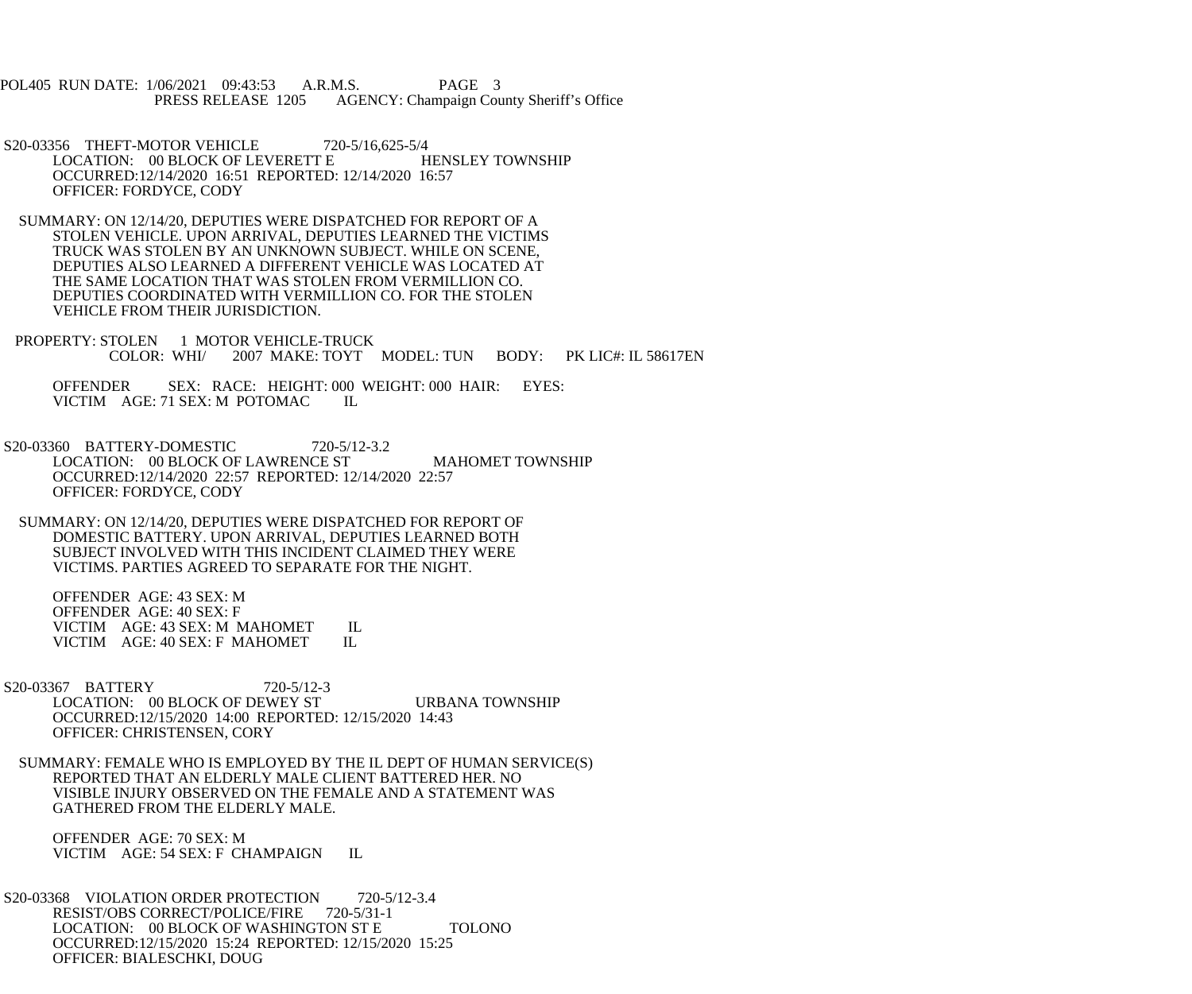POL405 RUN DATE: 1/06/2021 09:43:53 A.R.M.S. PAGE 3
PRESS RELEASE 1205 AGENCY: Champaign County Sheriff's Office

S20-03356 THEFT-MOTOR VEHICLE 720-5/16,625-5/4
LOCATION: 00 BLOCK OF LEVERETT E HENSLEY TOWNSHIP
OCCURRED:12/14/2020 16:51 REPORTED: 12/14/2020 16:57
OFFICER: FORDYCE, CODY

SUMMARY: ON 12/14/20, DEPUTIES WERE DISPATCHED FOR REPORT OF A STOLEN VEHICLE. UPON ARRIVAL, DEPUTIES LEARNED THE VICTIMS TRUCK WAS STOLEN BY AN UNKNOWN SUBJECT. WHILE ON SCENE, DEPUTIES ALSO LEARNED A DIFFERENT VEHICLE WAS LOCATED AT THE SAME LOCATION THAT WAS STOLEN FROM VERMILLION CO. DEPUTIES COORDINATED WITH VERMILLION CO. FOR THE STOLEN VEHICLE FROM THEIR JURISDICTION.

PROPERTY: STOLEN 1 MOTOR VEHICLE-TRUCK
COLOR: WHI/ 2007 MAKE: TOYT MODEL: TUN BODY: PK LIC#: IL 58617EN

OFFENDER SEX: RACE: HEIGHT: 000 WEIGHT: 000 HAIR: EYES:
VICTIM AGE: 71 SEX: M POTOMAC IL

S20-03360 BATTERY-DOMESTIC 720-5/12-3.2
LOCATION: 00 BLOCK OF LAWRENCE ST MAHOMET TOWNSHIP
OCCURRED:12/14/2020 22:57 REPORTED: 12/14/2020 22:57
OFFICER: FORDYCE, CODY

SUMMARY: ON 12/14/20, DEPUTIES WERE DISPATCHED FOR REPORT OF DOMESTIC BATTERY. UPON ARRIVAL, DEPUTIES LEARNED BOTH SUBJECT INVOLVED WITH THIS INCIDENT CLAIMED THEY WERE VICTIMS. PARTIES AGREED TO SEPARATE FOR THE NIGHT.

OFFENDER AGE: 43 SEX: M
OFFENDER AGE: 40 SEX: F
VICTIM AGE: 43 SEX: M MAHOMET IL
VICTIM AGE: 40 SEX: F MAHOMET IL

S20-03367 BATTERY 720-5/12-3
LOCATION: 00 BLOCK OF DEWEY ST URBANA TOWNSHIP
OCCURRED:12/15/2020 14:00 REPORTED: 12/15/2020 14:43
OFFICER: CHRISTENSEN, CORY

SUMMARY: FEMALE WHO IS EMPLOYED BY THE IL DEPT OF HUMAN SERVICE(S) REPORTED THAT AN ELDERLY MALE CLIENT BATTERED HER. NO VISIBLE INJURY OBSERVED ON THE FEMALE AND A STATEMENT WAS GATHERED FROM THE ELDERLY MALE.

OFFENDER AGE: 70 SEX: M
VICTIM AGE: 54 SEX: F CHAMPAIGN IL

S20-03368 VIOLATION ORDER PROTECTION 720-5/12-3.4
RESIST/OBS CORRECT/POLICE/FIRE 720-5/31-1
LOCATION: 00 BLOCK OF WASHINGTON ST E TOLONO
OCCURRED:12/15/2020 15:24 REPORTED: 12/15/2020 15:25
OFFICER: BIALESCHKI, DOUG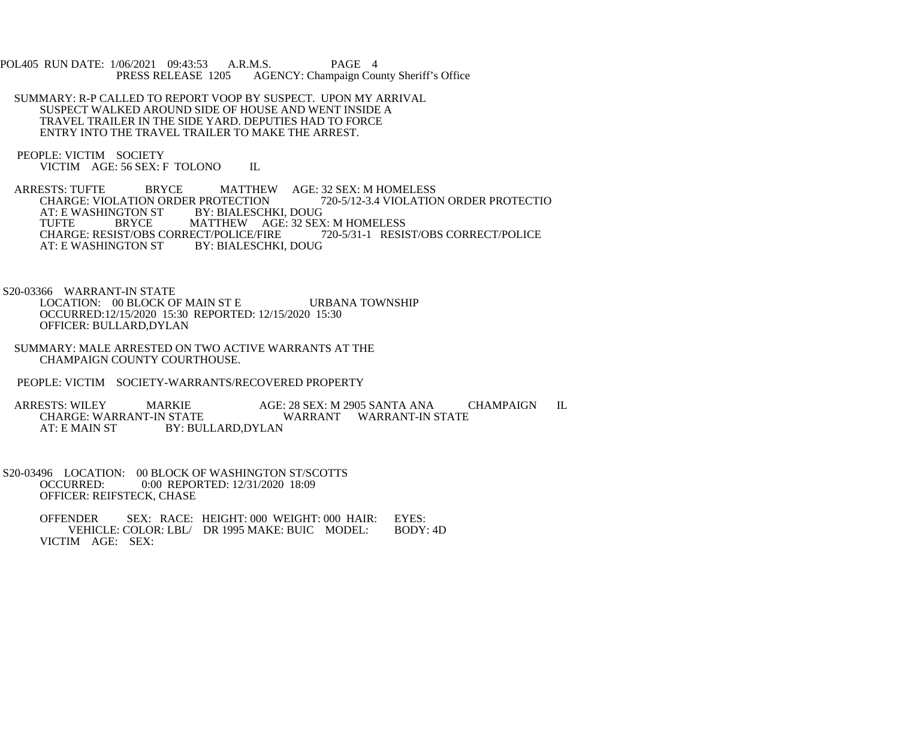SUMMARY: R-P CALLED TO REPORT VOOP BY SUSPECT. UPON MY ARRIVAL SUSPECT WALKED AROUND SIDE OF HOUSE AND WENT INSIDE A TRAVEL TRAILER IN THE SIDE YARD. DEPUTIES HAD TO FORCE ENTRY INTO THE TRAVEL TRAILER TO MAKE THE ARREST.

PEOPLE: VICTIM SOCIETY
VICTIM AGE: 56 SEX: F TOLONO IL

ARRESTS: TUFTE BRYCE MATTHEW AGE: 32 SEX: M HOMELESS
CHARGE: VIOLATION ORDER PROTECTION 720-5/12-3.4 VIOLATION ORDER PROTECTIO
AT: E WASHINGTON ST BY: BIALESCHKI, DOUG
TUFTE BRYCE MATTHEW AGE: 32 SEX: M HOMELESS
CHARGE: RESIST/OBS CORRECT/POLICE/FIRE 720-5/31-1 RESIST/OBS CORRECT/POLICE
AT: E WASHINGTON ST BY: BIALESCHKI, DOUG

S20-03366 WARRANT-IN STATE
LOCATION: 00 BLOCK OF MAIN ST E URBANA TOWNSHIP
OCCURRED:12/15/2020 15:30 REPORTED: 12/15/2020 15:30
OFFICER: BULLARD,DYLAN

SUMMARY: MALE ARRESTED ON TWO ACTIVE WARRANTS AT THE CHAMPAIGN COUNTY COURTHOUSE.

PEOPLE: VICTIM SOCIETY-WARRANTS/RECOVERED PROPERTY

ARRESTS: WILEY MARKIE AGE: 28 SEX: M 2905 SANTA ANA CHAMPAIGN IL
CHARGE: WARRANT-IN STATE WARRANT WARRANT-IN STATE
AT: E MAIN ST BY: BULLARD,DYLAN

S20-03496 LOCATION: 00 BLOCK OF WASHINGTON ST/SCOTTS
OCCURRED: 0:00 REPORTED: 12/31/2020 18:09
OFFICER: REIFSTECK, CHASE

OFFENDER SEX: RACE: HEIGHT: 000 WEIGHT: 000 HAIR: EYES:
VEHICLE: COLOR: LBL/ DR 1995 MAKE: BUIC MODEL: BODY: 4D
VICTIM AGE: SEX: